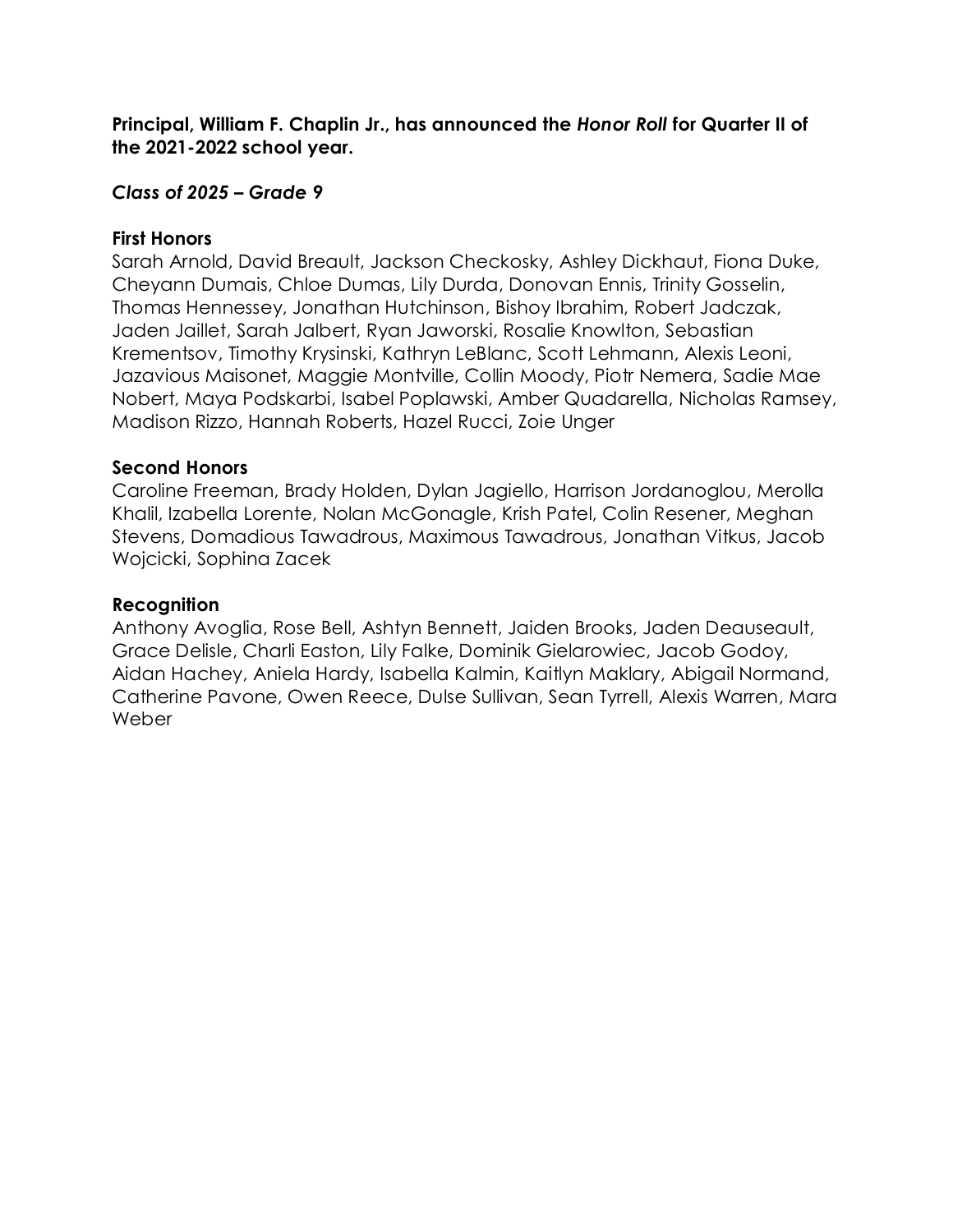**Principal, William F. Chaplin Jr., has announced the *Honor Roll* for Quarter II of the 2021-2022 school year.**

### *Class of 2025 – Grade 9*

**First Honors**

Sarah Arnold, David Breault, Jackson Checkosky, Ashley Dickhaut, Fiona Duke, Cheyann Dumais, Chloe Dumas, Lily Durda, Donovan Ennis, Trinity Gosselin, Thomas Hennessey, Jonathan Hutchinson, Bishoy Ibrahim, Robert Jadczak, Jaden Jaillet, Sarah Jalbert, Ryan Jaworski, Rosalie Knowlton, Sebastian Krementsov, Timothy Krysinski, Kathryn LeBlanc, Scott Lehmann, Alexis Leoni, Jazavious Maisonet, Maggie Montville, Collin Moody, Piotr Nemera, Sadie Mae Nobert, Maya Podskarbi, Isabel Poplawski, Amber Quadarella, Nicholas Ramsey, Madison Rizzo, Hannah Roberts, Hazel Rucci, Zoie Unger

**Second Honors**

Caroline Freeman, Brady Holden, Dylan Jagiello, Harrison Jordanoglou, Merolla Khalil, Izabella Lorente, Nolan McGonagle, Krish Patel, Colin Resener, Meghan Stevens, Domadious Tawadrous, Maximous Tawadrous, Jonathan Vitkus, Jacob Wojcicki, Sophina Zacek

**Recognition**

Anthony Avoglia, Rose Bell, Ashtyn Bennett, Jaiden Brooks, Jaden Deauseault, Grace Delisle, Charli Easton, Lily Falke, Dominik Gielarowiec, Jacob Godoy, Aidan Hachey, Aniela Hardy, Isabella Kalmin, Kaitlyn Maklary, Abigail Normand, Catherine Pavone, Owen Reece, Dulse Sullivan, Sean Tyrrell, Alexis Warren, Mara Weber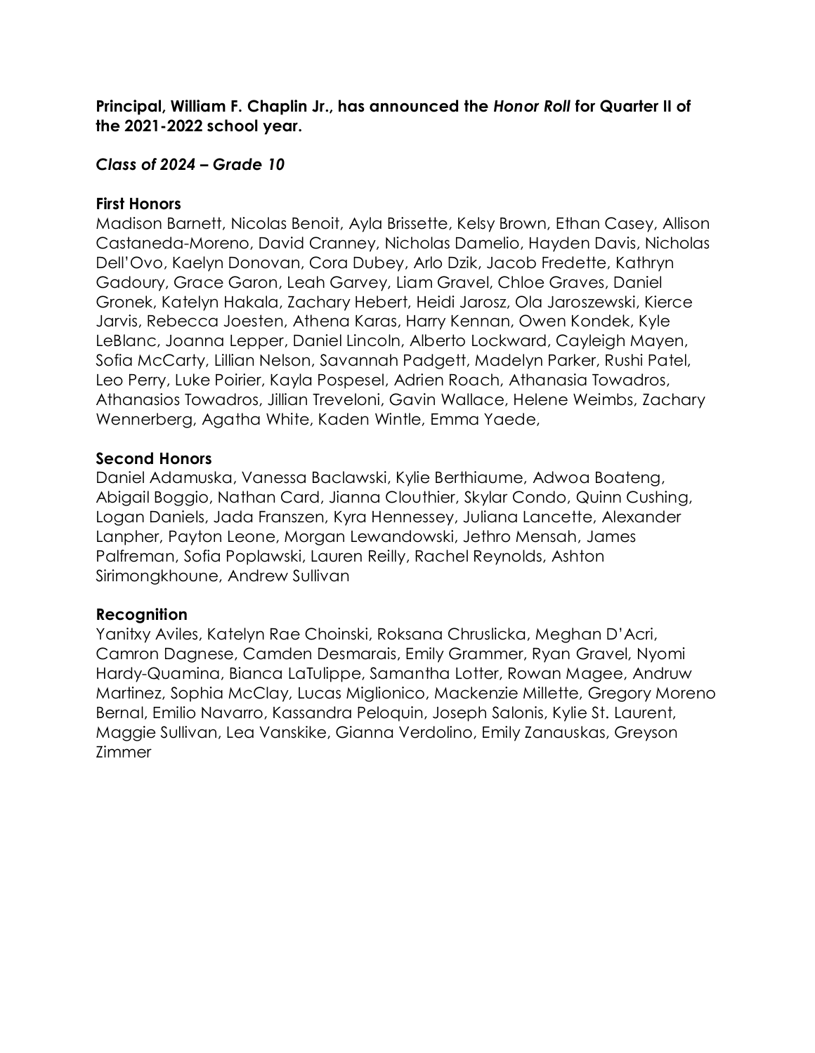**Principal, William F. Chaplin Jr., has announced the *Honor Roll* for Quarter II of the 2021-2022 school year.**

***Class of 2024 – Grade 10***

**First Honors**
Madison Barnett, Nicolas Benoit, Ayla Brissette, Kelsy Brown, Ethan Casey, Allison Castaneda-Moreno, David Cranney, Nicholas Damelio, Hayden Davis, Nicholas Dell'Ovo, Kaelyn Donovan, Cora Dubey, Arlo Dzik, Jacob Fredette, Kathryn Gadoury, Grace Garon, Leah Garvey, Liam Gravel, Chloe Graves, Daniel Gronek, Katelyn Hakala, Zachary Hebert, Heidi Jarosz, Ola Jaroszewski, Kierce Jarvis, Rebecca Joesten, Athena Karas, Harry Kennan, Owen Kondek, Kyle LeBlanc, Joanna Lepper, Daniel Lincoln, Alberto Lockward, Cayleigh Mayen, Sofia McCarty, Lillian Nelson, Savannah Padgett, Madelyn Parker, Rushi Patel, Leo Perry, Luke Poirier, Kayla Pospesel, Adrien Roach, Athanasia Towadros, Athanasios Towadros, Jillian Treveloni, Gavin Wallace, Helene Weimbs, Zachary Wennerberg, Agatha White, Kaden Wintle, Emma Yaede,

**Second Honors**
Daniel Adamuska, Vanessa Baclawski, Kylie Berthiaume, Adwoa Boateng, Abigail Boggio, Nathan Card, Jianna Clouthier, Skylar Condo, Quinn Cushing, Logan Daniels, Jada Franszen, Kyra Hennessey, Juliana Lancette, Alexander Lanpher, Payton Leone, Morgan Lewandowski, Jethro Mensah, James Palfreman, Sofia Poplawski, Lauren Reilly, Rachel Reynolds, Ashton Sirimongkhoune, Andrew Sullivan

**Recognition**
Yanitxy Aviles, Katelyn Rae Choinski, Roksana Chruslicka, Meghan D'Acri, Camron Dagnese, Camden Desmarais, Emily Grammer, Ryan Gravel, Nyomi Hardy-Quamina, Bianca LaTulippe, Samantha Lotter, Rowan Magee, Andruw Martinez, Sophia McClay, Lucas Miglionico, Mackenzie Millette, Gregory Moreno Bernal, Emilio Navarro, Kassandra Peloquin, Joseph Salonis, Kylie St. Laurent, Maggie Sullivan, Lea Vanskike, Gianna Verdolino, Emily Zanauskas, Greyson Zimmer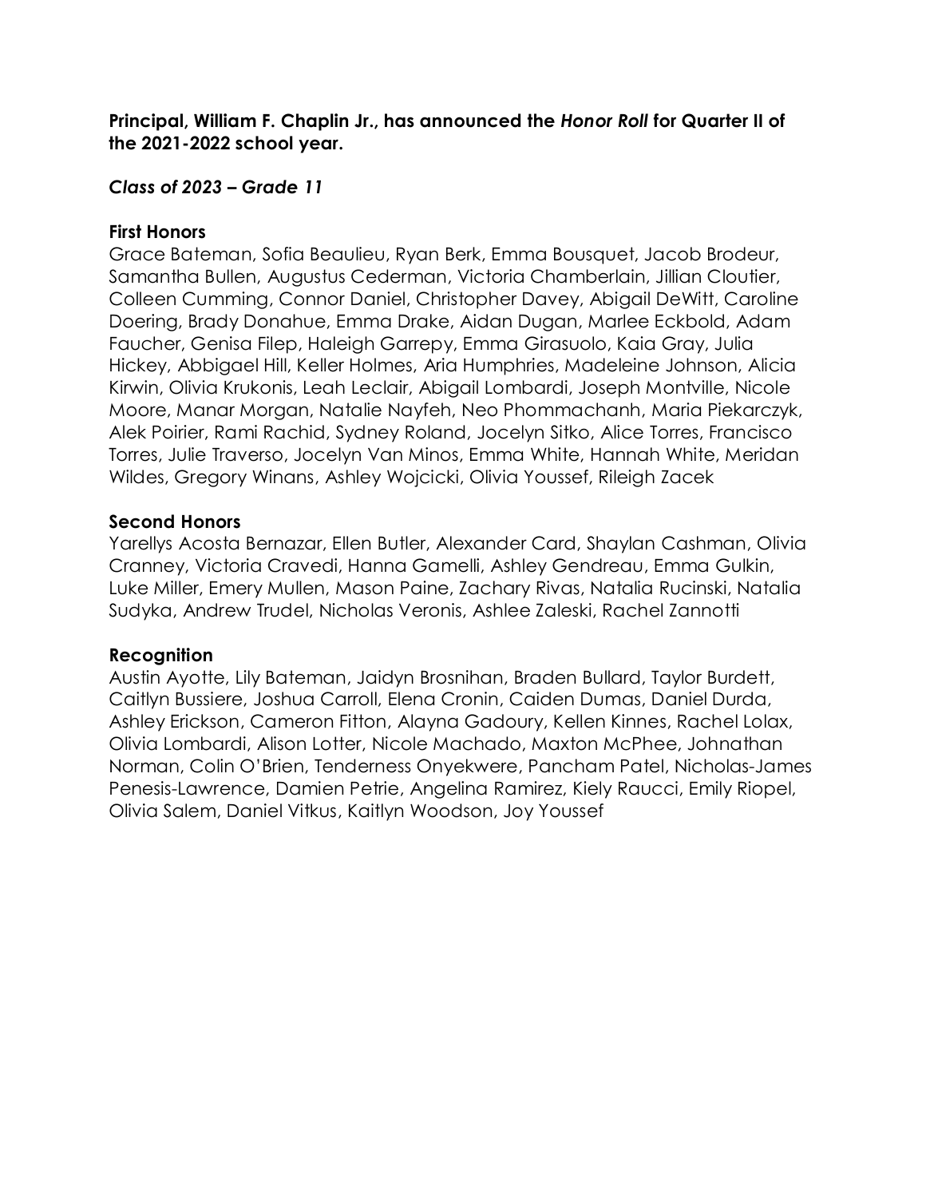**Principal, William F. Chaplin Jr., has announced the *Honor Roll* for Quarter II of the 2021-2022 school year.**

## *Class of 2023 – Grade 11*

### First Honors

Grace Bateman, Sofia Beaulieu, Ryan Berk, Emma Bousquet, Jacob Brodeur, Samantha Bullen, Augustus Cederman, Victoria Chamberlain, Jillian Cloutier, Colleen Cumming, Connor Daniel, Christopher Davey, Abigail DeWitt, Caroline Doering, Brady Donahue, Emma Drake, Aidan Dugan, Marlee Eckbold, Adam Faucher, Genisa Filep, Haleigh Garrepy, Emma Girasuolo, Kaia Gray, Julia Hickey, Abbigael Hill, Keller Holmes, Aria Humphries, Madeleine Johnson, Alicia Kirwin, Olivia Krukonis, Leah Leclair, Abigail Lombardi, Joseph Montville, Nicole Moore, Manar Morgan, Natalie Nayfeh, Neo Phommachanh, Maria Piekarczyk, Alek Poirier, Rami Rachid, Sydney Roland, Jocelyn Sitko, Alice Torres, Francisco Torres, Julie Traverso, Jocelyn Van Minos, Emma White, Hannah White, Meridan Wildes, Gregory Winans, Ashley Wojcicki, Olivia Youssef, Rileigh Zacek

### Second Honors

Yarellys Acosta Bernazar, Ellen Butler, Alexander Card, Shaylan Cashman, Olivia Cranney, Victoria Cravedi, Hanna Gamelli, Ashley Gendreau, Emma Gulkin, Luke Miller, Emery Mullen, Mason Paine, Zachary Rivas, Natalia Rucinski, Natalia Sudyka, Andrew Trudel, Nicholas Veronis, Ashlee Zaleski, Rachel Zannotti

### Recognition

Austin Ayotte, Lily Bateman, Jaidyn Brosnihan, Braden Bullard, Taylor Burdett, Caitlyn Bussiere, Joshua Carroll, Elena Cronin, Caiden Dumas, Daniel Durda, Ashley Erickson, Cameron Fitton, Alayna Gadoury, Kellen Kinnes, Rachel Lolax, Olivia Lombardi, Alison Lotter, Nicole Machado, Maxton McPhee, Johnathan Norman, Colin O'Brien, Tenderness Onyekwere, Pancham Patel, Nicholas-James Penesis-Lawrence, Damien Petrie, Angelina Ramirez, Kiely Raucci, Emily Riopel, Olivia Salem, Daniel Vitkus, Kaitlyn Woodson, Joy Youssef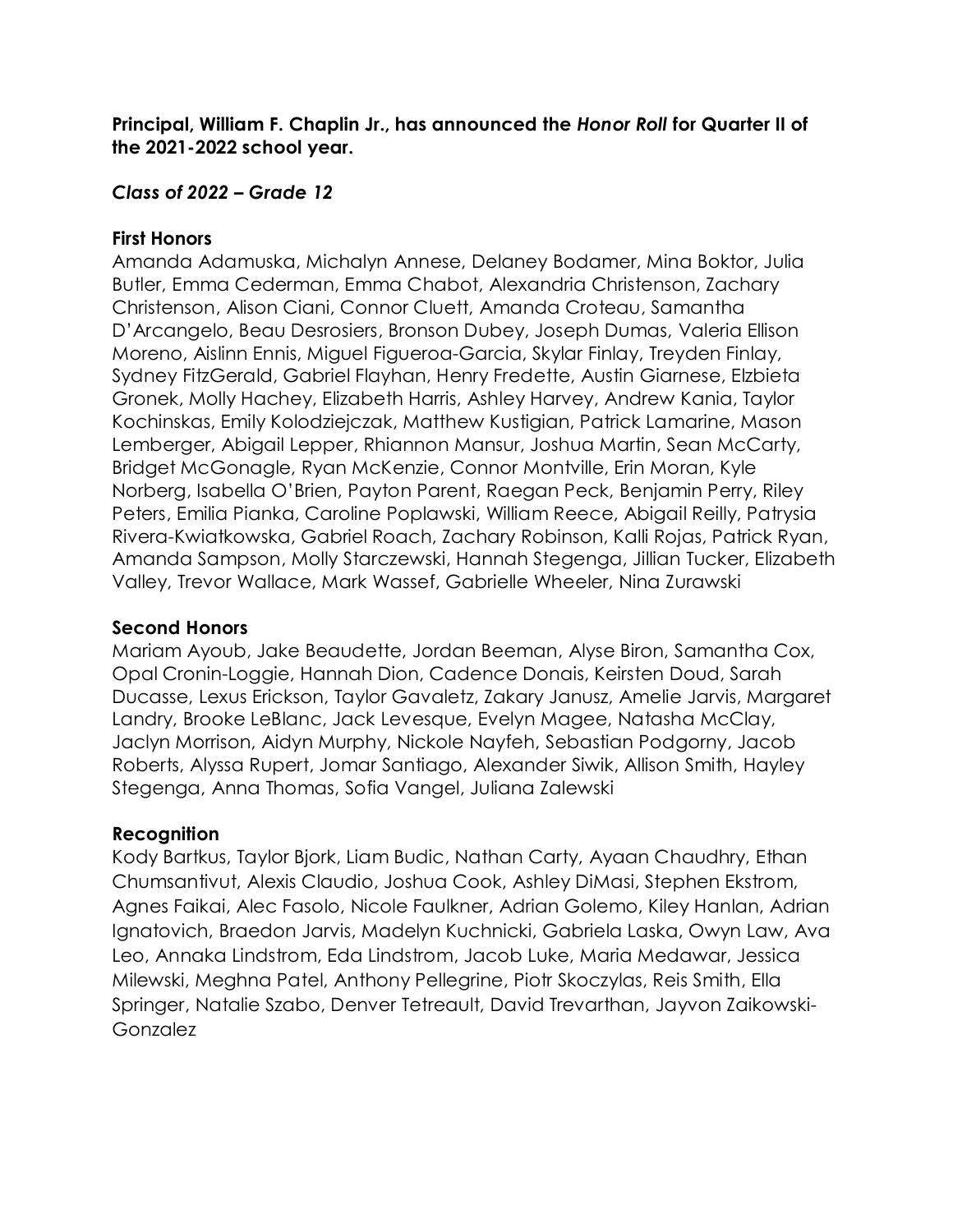**Principal, William F. Chaplin Jr., has announced the *Honor Roll* for Quarter II of the 2021-2022 school year.**

***Class of 2022 – Grade 12***

**First Honors**

Amanda Adamuska, Michalyn Annese, Delaney Bodamer, Mina Boktor, Julia Butler, Emma Cederman, Emma Chabot, Alexandria Christenson, Zachary Christenson, Alison Ciani, Connor Cluett, Amanda Croteau, Samantha D'Arcangelo, Beau Desrosiers, Bronson Dubey, Joseph Dumas, Valeria Ellison Moreno, Aislinn Ennis, Miguel Figueroa-Garcia, Skylar Finlay, Treyden Finlay, Sydney FitzGerald, Gabriel Flayhan, Henry Fredette, Austin Giarnese, Elzbieta Gronek, Molly Hachey, Elizabeth Harris, Ashley Harvey, Andrew Kania, Taylor Kochinskas, Emily Kolodziejczak, Matthew Kustigian, Patrick Lamarine, Mason Lemberger, Abigail Lepper, Rhiannon Mansur, Joshua Martin, Sean McCarty, Bridget McGonagle, Ryan McKenzie, Connor Montville, Erin Moran, Kyle Norberg, Isabella O'Brien, Payton Parent, Raegan Peck, Benjamin Perry, Riley Peters, Emilia Pianka, Caroline Poplawski, William Reece, Abigail Reilly, Patrysia Rivera-Kwiatkowska, Gabriel Roach, Zachary Robinson, Kalli Rojas, Patrick Ryan, Amanda Sampson, Molly Starczewski, Hannah Stegenga, Jillian Tucker, Elizabeth Valley, Trevor Wallace, Mark Wassef, Gabrielle Wheeler, Nina Zurawski

**Second Honors**

Mariam Ayoub, Jake Beaudette, Jordan Beeman, Alyse Biron, Samantha Cox, Opal Cronin-Loggie, Hannah Dion, Cadence Donais, Keirsten Doud, Sarah Ducasse, Lexus Erickson, Taylor Gavaletz, Zakary Janusz, Amelie Jarvis, Margaret Landry, Brooke LeBlanc, Jack Levesque, Evelyn Magee, Natasha McClay, Jaclyn Morrison, Aidyn Murphy, Nickole Nayfeh, Sebastian Podgorny, Jacob Roberts, Alyssa Rupert, Jomar Santiago, Alexander Siwik, Allison Smith, Hayley Stegenga, Anna Thomas, Sofia Vangel, Juliana Zalewski

**Recognition**

Kody Bartkus, Taylor Bjork, Liam Budic, Nathan Carty, Ayaan Chaudhry, Ethan Chumsantivut, Alexis Claudio, Joshua Cook, Ashley DiMasi, Stephen Ekstrom, Agnes Faikai, Alec Fasolo, Nicole Faulkner, Adrian Golemo, Kiley Hanlan, Adrian Ignatovich, Braedon Jarvis, Madelyn Kuchnicki, Gabriela Laska, Owyn Law, Ava Leo, Annaka Lindstrom, Eda Lindstrom, Jacob Luke, Maria Medawar, Jessica Milewski, Meghna Patel, Anthony Pellegrine, Piotr Skoczylas, Reis Smith, Ella Springer, Natalie Szabo, Denver Tetreault, David Trevarthan, Jayvon Zaikowski-Gonzalez